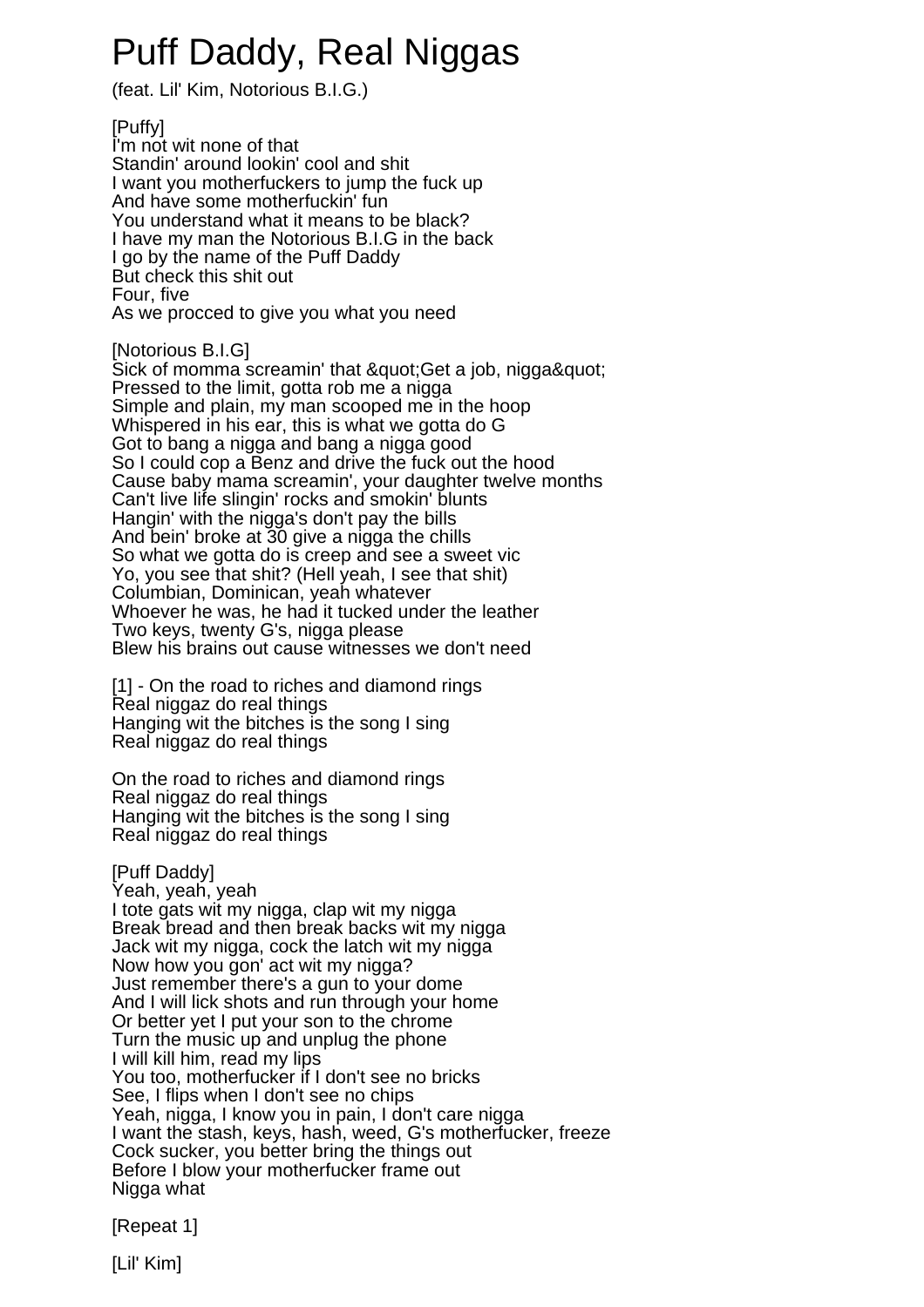# Puff Daddy, Real Niggas

(feat. Lil' Kim, Notorious B.I.G.)

[Puffy]
I'm not wit none of that
Standin' around lookin' cool and shit
I want you motherfuckers to jump the fuck up
And have some motherfuckin' fun
You understand what it means to be black?
I have my man the Notorious B.I.G in the back
I go by the name of the Puff Daddy
But check this shit out
Four, five
As we procced to give you what you need

[Notorious B.I.G]
Sick of momma screamin' that &quot;Get a job, nigga&quot;
Pressed to the limit, gotta rob me a nigga
Simple and plain, my man scooped me in the hoop
Whispered in his ear, this is what we gotta do G
Got to bang a nigga and bang a nigga good
So I could cop a Benz and drive the fuck out the hood
Cause baby mama screamin', your daughter twelve months
Can't live life slingin' rocks and smokin' blunts
Hangin' with the nigga's don't pay the bills
And bein' broke at 30 give a nigga the chills
So what we gotta do is creep and see a sweet vic
Yo, you see that shit? (Hell yeah, I see that shit)
Columbian, Dominican, yeah whatever
Whoever he was, he had it tucked under the leather
Two keys, twenty G's, nigga please
Blew his brains out cause witnesses we don't need

[1] - On the road to riches and diamond rings
Real niggaz do real things
Hanging wit the bitches is the song I sing
Real niggaz do real things

On the road to riches and diamond rings
Real niggaz do real things
Hanging wit the bitches is the song I sing
Real niggaz do real things

[Puff Daddy]
Yeah, yeah, yeah
I tote gats wit my nigga, clap wit my nigga
Break bread and then break backs wit my nigga
Jack wit my nigga, cock the latch wit my nigga
Now how you gon' act wit my nigga?
Just remember there's a gun to your dome
And I will lick shots and run through your home
Or better yet I put your son to the chrome
Turn the music up and unplug the phone
I will kill him, read my lips
You too, motherfucker if I don't see no bricks
See, I flips when I don't see no chips
Yeah, nigga, I know you in pain, I don't care nigga
I want the stash, keys, hash, weed, G's motherfucker, freeze
Cock sucker, you better bring the things out
Before I blow your motherfucker frame out
Nigga what

[Repeat 1]

[Lil' Kim]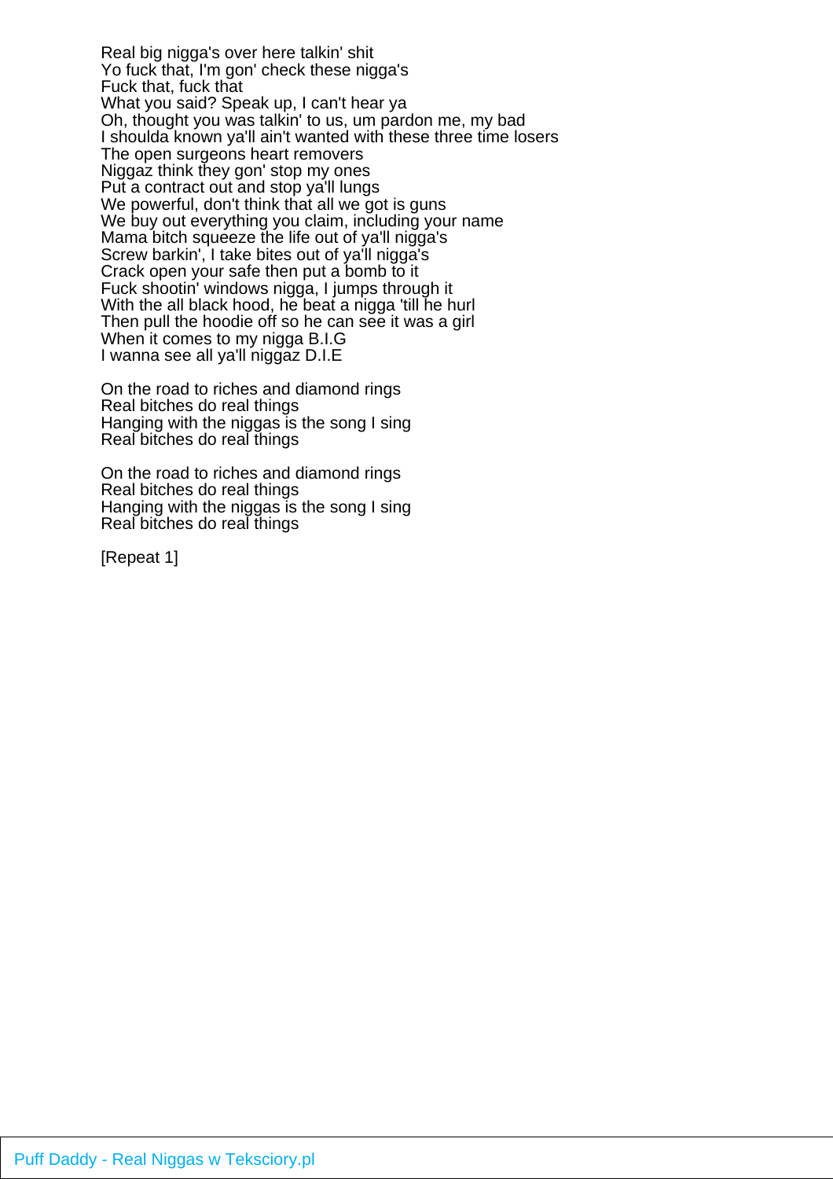Real big nigga's over here talkin' shit
Yo fuck that, I'm gon' check these nigga's
Fuck that, fuck that
What you said? Speak up, I can't hear ya
Oh, thought you was talkin' to us, um pardon me, my bad
I shoulda known ya'll ain't wanted with these three time losers
The open surgeons heart removers
Niggaz think they gon' stop my ones
Put a contract out and stop ya'll lungs
We powerful, don't think that all we got is guns
We buy out everything you claim, including your name
Mama bitch squeeze the life out of ya'll nigga's
Screw barkin', I take bites out of ya'll nigga's
Crack open your safe then put a bomb to it
Fuck shootin' windows nigga, I jumps through it
With the all black hood, he beat a nigga 'till he hurl
Then pull the hoodie off so he can see it was a girl
When it comes to my nigga B.I.G
I wanna see all ya'll niggaz D.I.E

On the road to riches and diamond rings
Real bitches do real things
Hanging with the niggas is the song I sing
Real bitches do real things

On the road to riches and diamond rings
Real bitches do real things
Hanging with the niggas is the song I sing
Real bitches do real things

[Repeat 1]

Puff Daddy - Real Niggas w Teksciory.pl